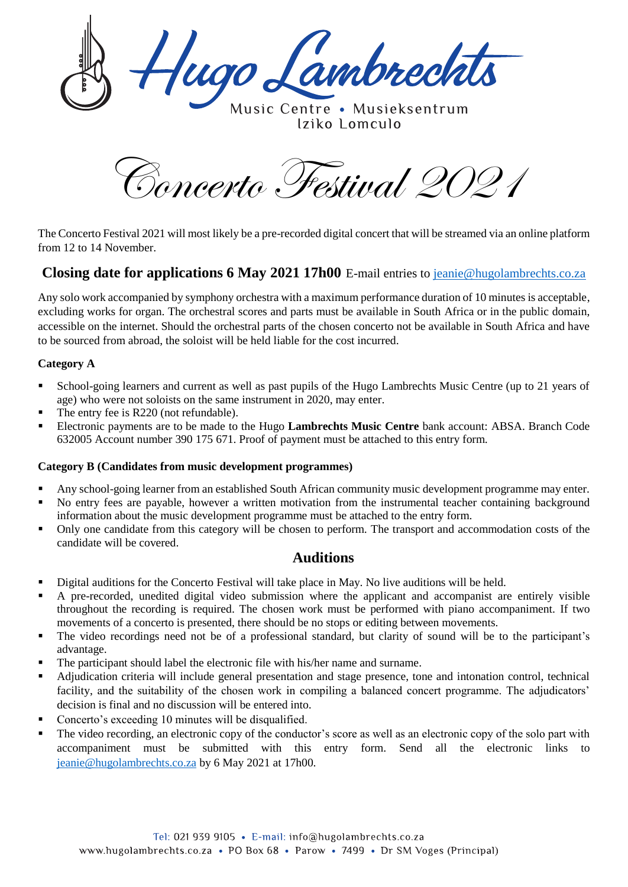# Hugo Lambrechts

Music Centre • Musieksentrum
Iziko Lomculo

# Concerto Festival 2021

The Concerto Festival 2021 will most likely be a pre-recorded digital concert that will be streamed via an online platform from 12 to 14 November.

## Closing date for applications 6 May 2021 17h00 E-mail entries to jeanie@hugolambrechts.co.za

Any solo work accompanied by symphony orchestra with a maximum performance duration of 10 minutes is acceptable, excluding works for organ. The orchestral scores and parts must be available in South Africa or in the public domain, accessible on the internet. Should the orchestral parts of the chosen concerto not be available in South Africa and have to be sourced from abroad, the soloist will be held liable for the cost incurred.

### Category A

- School-going learners and current as well as past pupils of the Hugo Lambrechts Music Centre (up to 21 years of age) who were not soloists on the same instrument in 2020, may enter.
- The entry fee is R220 (not refundable).
- Electronic payments are to be made to the Hugo **Lambrechts Music Centre** bank account: ABSA. Branch Code 632005 Account number 390 175 671. Proof of payment must be attached to this entry form.

### Category B (Candidates from music development programmes)

- Any school-going learner from an established South African community music development programme may enter.
- No entry fees are payable, however a written motivation from the instrumental teacher containing background information about the music development programme must be attached to the entry form.
- Only one candidate from this category will be chosen to perform. The transport and accommodation costs of the candidate will be covered.

## Auditions

- Digital auditions for the Concerto Festival will take place in May. No live auditions will be held.
- A pre-recorded, unedited digital video submission where the applicant and accompanist are entirely visible throughout the recording is required. The chosen work must be performed with piano accompaniment. If two movements of a concerto is presented, there should be no stops or editing between movements.
- The video recordings need not be of a professional standard, but clarity of sound will be to the participant's advantage.
- The participant should label the electronic file with his/her name and surname.
- Adjudication criteria will include general presentation and stage presence, tone and intonation control, technical facility, and the suitability of the chosen work in compiling a balanced concert programme. The adjudicators' decision is final and no discussion will be entered into.
- Concerto's exceeding 10 minutes will be disqualified.
- The video recording, an electronic copy of the conductor's score as well as an electronic copy of the solo part with accompaniment must be submitted with this entry form. Send all the electronic links to jeanie@hugolambrechts.co.za by 6 May 2021 at 17h00.

Tel: 021 939 9105 • E-mail: info@hugolambrechts.co.za
www.hugolambrechts.co.za • PO Box 68 • Parow • 7499 • Dr SM Voges (Principal)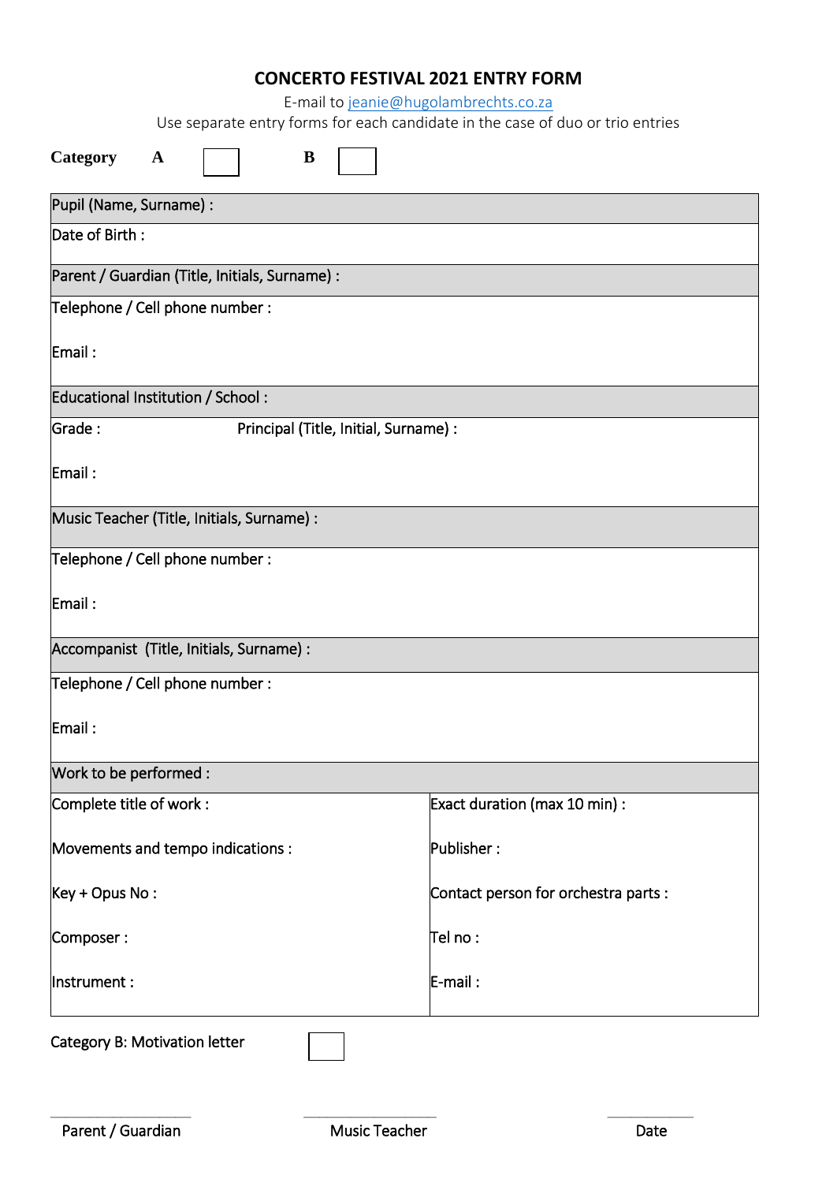# CONCERTO FESTIVAL 2021 ENTRY FORM

E-mail to jeanie@hugolambrechts.co.za

Use separate entry forms for each candidate in the case of duo or trio entries

**Category** **A** ☐ **B** ☐

| | |
|---|---|
| Pupil (Name, Surname) : | |
| Date of Birth : | |
| Parent / Guardian (Title, Initials, Surname) : | |
| Telephone / Cell phone number :<br><br>Email : | |
| Educational Institution / School : | |
| Grade : Principal (Title, Initial, Surname) :<br><br>Email : | |
| Music Teacher (Title, Initials, Surname) : | |
| Telephone / Cell phone number :<br><br>Email : | |
| Accompanist (Title, Initials, Surname) : | |
| Telephone / Cell phone number :<br><br>Email : | |
| Work to be performed : | |
| Complete title of work : | Exact duration (max 10 min) : |
| Movements and tempo indications : | Publisher : |
| Key + Opus No : | Contact person for orchestra parts : |
| Composer : | Tel no : |
| Instrument : | E-mail : |

Category B: Motivation letter ☐

Parent / Guardian &nbsp;&nbsp;&nbsp;&nbsp;&nbsp;&nbsp;&nbsp;&nbsp; Music Teacher &nbsp;&nbsp;&nbsp;&nbsp;&nbsp;&nbsp;&nbsp;&nbsp; Date